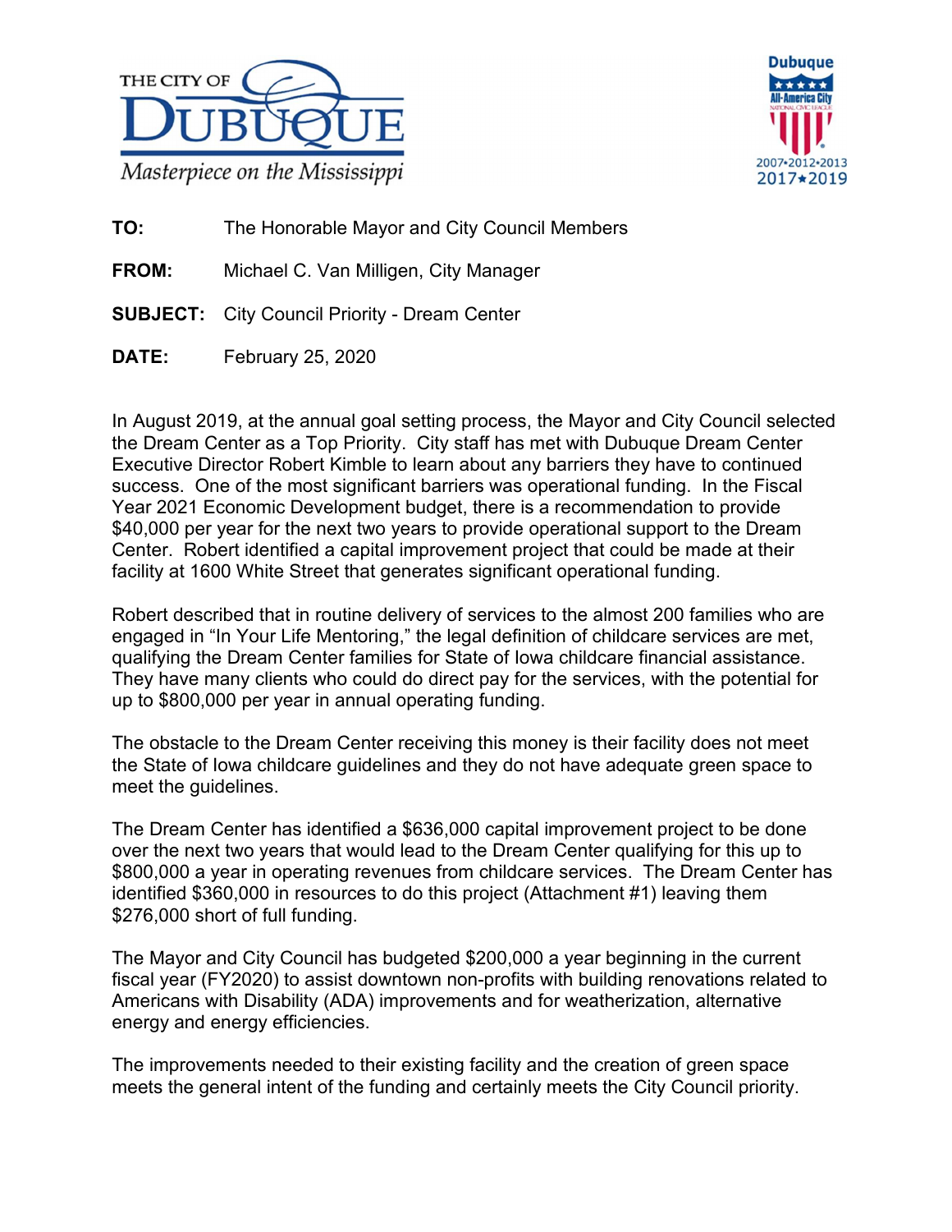**TO:** The Honorable Mayor and City Council Members

**FROM:** Michael C. Van Milligen, City Manager

**SUBJECT:** City Council Priority - Dream Center

**DATE:** February 25, 2020

In August 2019, at the annual goal setting process, the Mayor and City Council selected the Dream Center as a Top Priority. City staff has met with Dubuque Dream Center Executive Director Robert Kimble to learn about any barriers they have to continued success. One of the most significant barriers was operational funding. In the Fiscal Year 2021 Economic Development budget, there is a recommendation to provide $40,000 per year for the next two years to provide operational support to the Dream Center. Robert identified a capital improvement project that could be made at their facility at 1600 White Street that generates significant operational funding.

Robert described that in routine delivery of services to the almost 200 families who are engaged in "In Your Life Mentoring," the legal definition of childcare services are met, qualifying the Dream Center families for State of Iowa childcare financial assistance. They have many clients who could do direct pay for the services, with the potential for up to $800,000 per year in annual operating funding.

The obstacle to the Dream Center receiving this money is their facility does not meet the State of Iowa childcare guidelines and they do not have adequate green space to meet the guidelines.

The Dream Center has identified a $636,000 capital improvement project to be done over the next two years that would lead to the Dream Center qualifying for this up to $800,000 a year in operating revenues from childcare services. The Dream Center has identified $360,000 in resources to do this project (Attachment #1) leaving them $276,000 short of full funding.

The Mayor and City Council has budgeted $200,000 a year beginning in the current fiscal year (FY2020) to assist downtown non-profits with building renovations related to Americans with Disability (ADA) improvements and for weatherization, alternative energy and energy efficiencies.

The improvements needed to their existing facility and the creation of green space meets the general intent of the funding and certainly meets the City Council priority.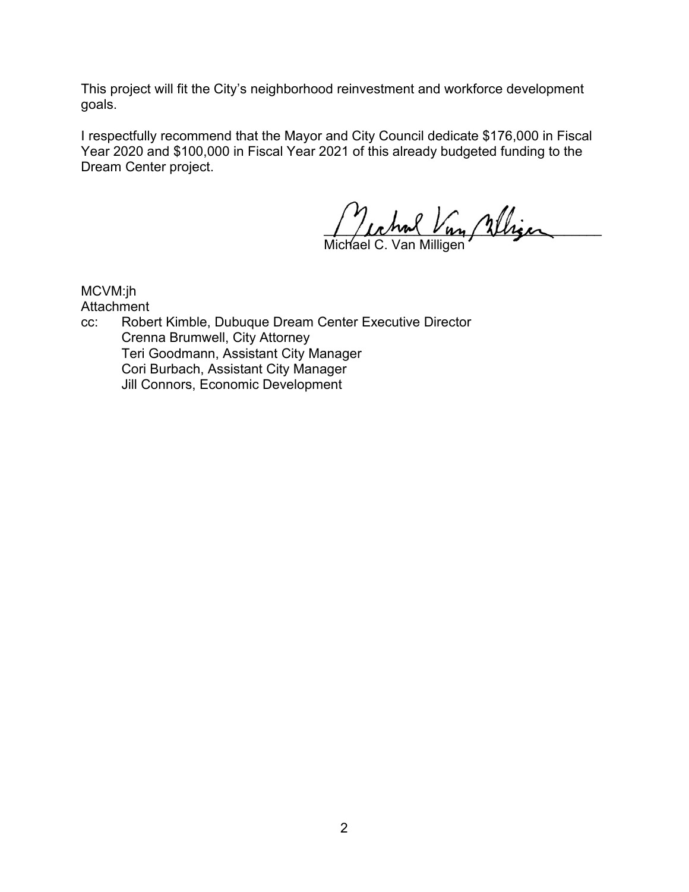This project will fit the City's neighborhood reinvestment and workforce development goals.

I respectfully recommend that the Mayor and City Council dedicate $176,000 in Fiscal Year 2020 and $100,000 in Fiscal Year 2021 of this already budgeted funding to the Dream Center project.

Michael C. Van Milligen

MCVM:jh
Attachment
cc: Robert Kimble, Dubuque Dream Center Executive Director
Crenna Brumwell, City Attorney
Teri Goodmann, Assistant City Manager
Cori Burbach, Assistant City Manager
Jill Connors, Economic Development